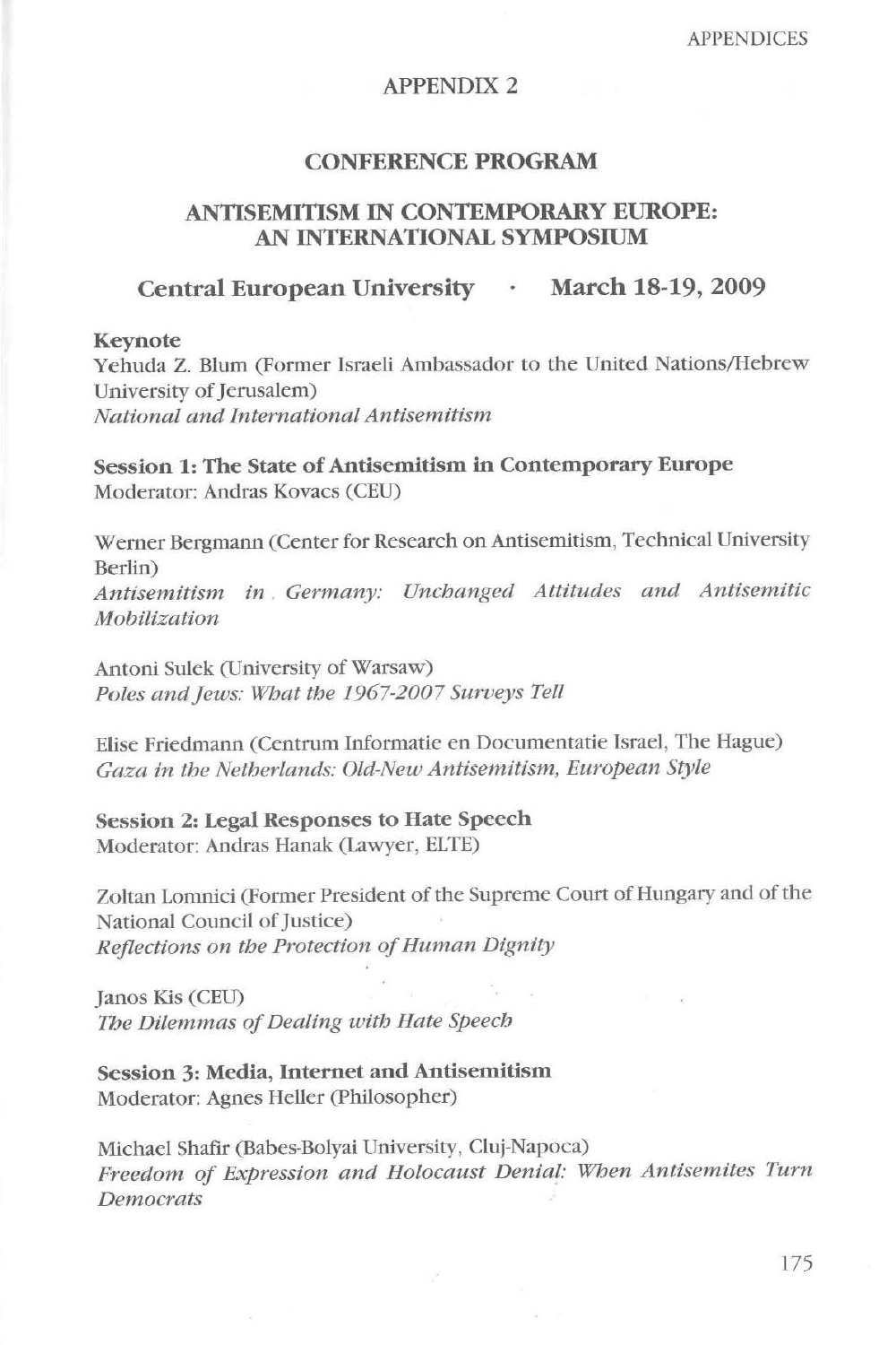# APPENDIX 2

## CONFERENCE PROGRAM

## ANTISEMITISM IN CONTEMPORARY EUROPE: AN INTERNATIONAL SYMPOSIUM

### Central European University · March 18-19, 2009

**Keynote**
Yehuda Z. Blum (Former Israeli Ambassador to the United Nations/Hebrew University of Jerusalem)
*National and International Antisemitism*

**Session 1: The State of Antisemitism in Contemporary Europe**
Moderator: Andras Kovacs (CEU)

Werner Bergmann (Center for Research on Antisemitism, Technical University Berlin)
*Antisemitism in Germany: Unchanged Attitudes and Antisemitic Mobilization*

Antoni Sulek (University of Warsaw)
*Poles and Jews: What the 1967-2007 Surveys Tell*

Elise Friedmann (Centrum Informatie en Documentatie Israel, The Hague)
*Gaza in the Netherlands: Old-New Antisemitism, European Style*

**Session 2: Legal Responses to Hate Speech**
Moderator: Andras Hanak (Lawyer, ELTE)

Zoltan Lomnici (Former President of the Supreme Court of Hungary and of the National Council of Justice)
*Reflections on the Protection of Human Dignity*

Janos Kis (CEU)
*The Dilemmas of Dealing with Hate Speech*

**Session 3: Media, Internet and Antisemitism**
Moderator: Agnes Heller (Philosopher)

Michael Shafir (Babes-Bolyai University, Cluj-Napoca)
*Freedom of Expression and Holocaust Denial: When Antisemites Turn Democrats*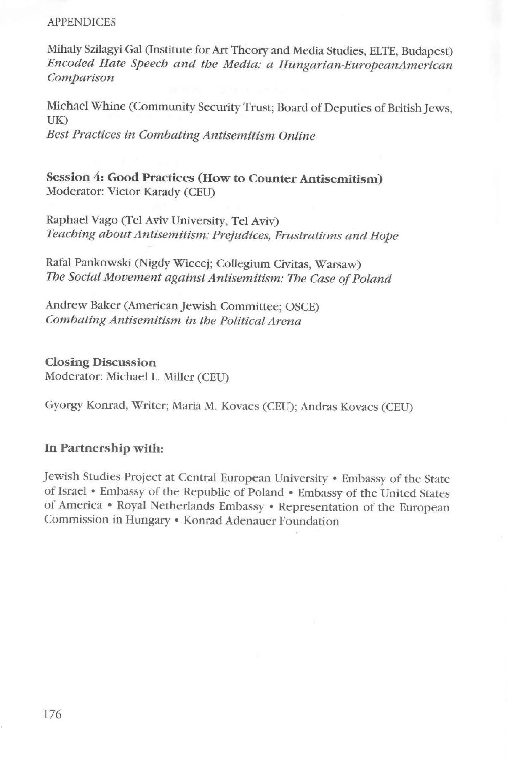Mihaly Szilagyi-Gal (Institute for Art Theory and Media Studies, ELTE, Budapest)
*Encoded Hate Speech and the Media: a Hungarian-EuropeanAmerican Comparison*

Michael Whine (Community Security Trust; Board of Deputies of British Jews, UK)
*Best Practices in Combating Antisemitism Online*

**Session 4: Good Practices (How to Counter Antisemitism)**
Moderator: Victor Karady (CEU)

Raphael Vago (Tel Aviv University, Tel Aviv)
*Teaching about Antisemitism: Prejudices, Frustrations and Hope*

Rafal Pankowski (Nigdy Wiecej; Collegium Civitas, Warsaw)
*The Social Movement against Antisemitism: The Case of Poland*

Andrew Baker (American Jewish Committee; OSCE)
*Combating Antisemitism in the Political Arena*

**Closing Discussion**
Moderator: Michael L. Miller (CEU)

Gyorgy Konrad, Writer; Maria M. Kovacs (CEU); Andras Kovacs (CEU)

**In Partnership with:**

Jewish Studies Project at Central European University • Embassy of the State of Israel • Embassy of the Republic of Poland • Embassy of the United States of America • Royal Netherlands Embassy • Representation of the European Commission in Hungary • Konrad Adenauer Foundation